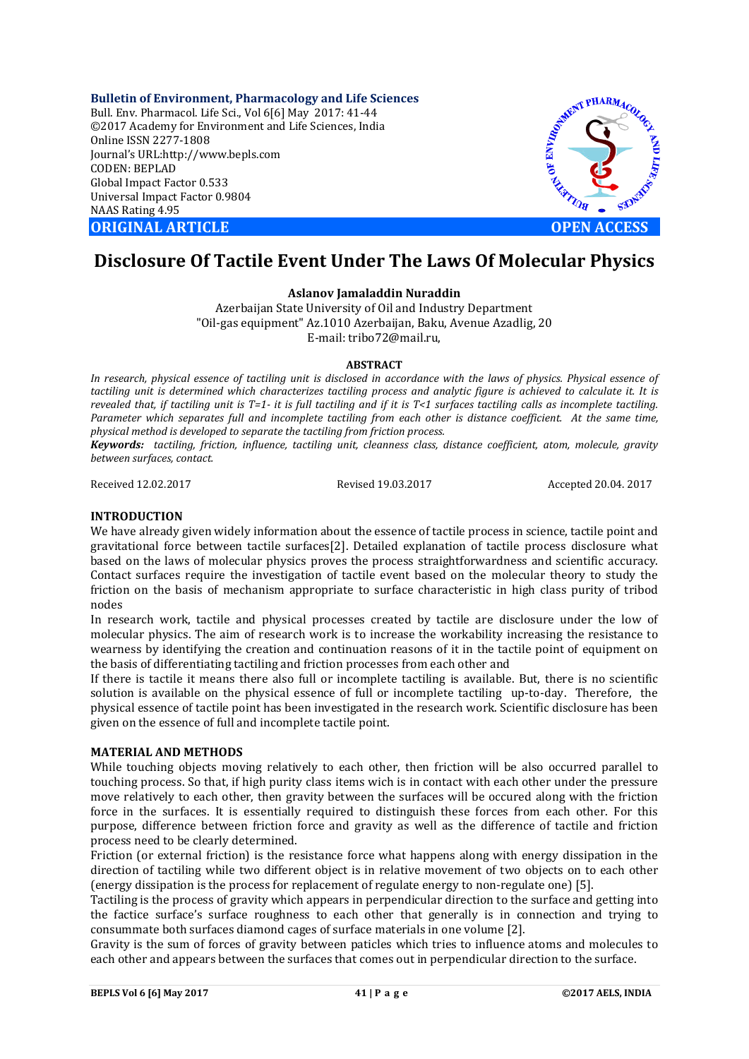**Bulletin of Environment, Pharmacology and Life Sciences**
Bull. Env. Pharmacol. Life Sci., Vol 6[6] May 2017: 41-44
©2017 Academy for Environment and Life Sciences, India
Online ISSN 2277-1808
Journal's URL:http://www.bepls.com
CODEN: BEPLAD
Global Impact Factor 0.533
Universal Impact Factor 0.9804
NAAS Rating 4.95

**ORIGINAL ARTICLE** **OPEN ACCESS**

# Disclosure Of Tactile Event Under The Laws Of Molecular Physics

**Aslanov Jamaladdin Nuraddin**

Azerbaijan State University of Oil and Industry Department
"Oil-gas equipment" Az.1010 Azerbaijan, Baku, Avenue Azadlig, 20
E-mail: tribo72@mail.ru,

## ABSTRACT

*In research, physical essence of tactiling unit is disclosed in accordance with the laws of physics. Physical essence of tactiling unit is determined which characterizes tactiling process and analytic figure is achieved to calculate it. It is revealed that, if tactiling unit is T=1- it is full tactiling and if it is T<1 surfaces tactiling calls as incomplete tactiling. Parameter which separates full and incomplete tactiling from each other is distance coefficient. At the same time, physical method is developed to separate the tactiling from friction process.*

***Keywords:*** *tactiling, friction, influence, tactiling unit, cleanness class, distance coefficient, atom, molecule, gravity between surfaces, contact.*

Received 12.02.2017 Revised 19.03.2017 Accepted 20.04. 2017

## INTRODUCTION

We have already given widely information about the essence of tactile process in science, tactile point and gravitational force between tactile surfaces[2]. Detailed explanation of tactile process disclosure what based on the laws of molecular physics proves the process straightforwardness and scientific accuracy. Contact surfaces require the investigation of tactile event based on the molecular theory to study the friction on the basis of mechanism appropriate to surface characteristic in high class purity of tribod nodes

In research work, tactile and physical processes created by tactile are disclosure under the low of molecular physics. The aim of research work is to increase the workability increasing the resistance to wearness by identifying the creation and continuation reasons of it in the tactile point of equipment on the basis of differentiating tactiling and friction processes from each other and

If there is tactile it means there also full or incomplete tactiling is available. But, there is no scientific solution is available on the physical essence of full or incomplete tactiling up-to-day. Therefore, the physical essence of tactile point has been investigated in the research work. Scientific disclosure has been given on the essence of full and incomplete tactile point.

## MATERIAL AND METHODS

While touching objects moving relatively to each other, then friction will be also occurred parallel to touching process. So that, if high purity class items wich is in contact with each other under the pressure move relatively to each other, then gravity between the surfaces will be occured along with the friction force in the surfaces. It is essentially required to distinguish these forces from each other. For this purpose, difference between friction force and gravity as well as the difference of tactile and friction process need to be clearly determined.

Friction (or external friction) is the resistance force what happens along with energy dissipation in the direction of tactiling while two different object is in relative movement of two objects on to each other (energy dissipation is the process for replacement of regulate energy to non-regulate one) [5].

Tactiling is the process of gravity which appears in perpendicular direction to the surface and getting into the factice surface's surface roughness to each other that generally is in connection and trying to consummate both surfaces diamond cages of surface materials in one volume [2].

Gravity is the sum of forces of gravity between paticles which tries to influence atoms and molecules to each other and appears between the surfaces that comes out in perpendicular direction to the surface.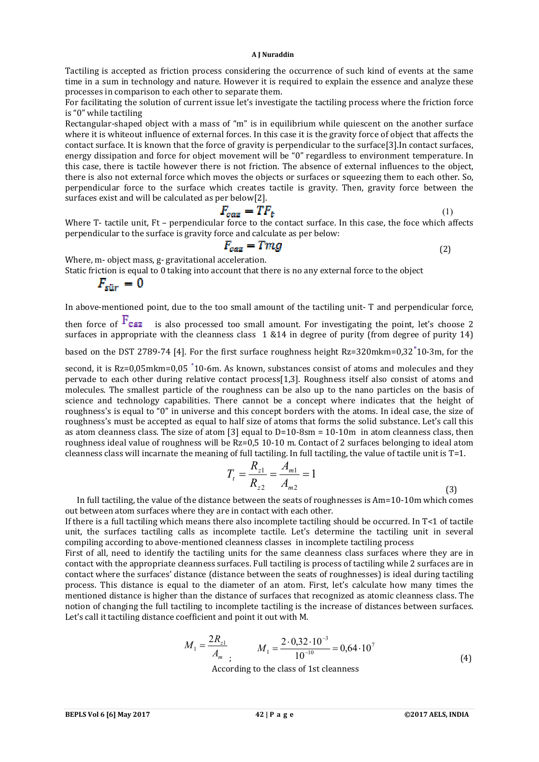Tactiling is accepted as friction process considering the occurrence of such kind of events at the same time in a sum in technology and nature. However it is required to explain the essence and analyze these processes in comparison to each other to separate them.

For facilitating the solution of current issue let's investigate the tactiling process where the friction force is "0" while tactiling

Rectangular-shaped object with a mass of "m" is in equilibrium while quiescent on the another surface where it is whiteout influence of external forces. In this case it is the gravity force of object that affects the contact surface. It is known that the force of gravity is perpendicular to the surface[3].In contact surfaces, energy dissipation and force for object movement will be "0" regardless to environment temperature. In this case, there is tactile however there is not friction. The absence of external influences to the object, there is also not external force which moves the objects or surfaces or squeezing them to each other. So, perpendicular force to the surface which creates tactile is gravity. Then, gravity force between the surfaces exist and will be calculated as per below[2].

$$F_{caz} = TF_t \tag{1}$$

Where T- tactile unit, Ft – perpendicular force to the contact surface. In this case, the foce which affects perpendicular to the surface is gravity force and calculate as per below:

$$F_{caz} = Tmg \tag{2}$$

Where, m- object mass, g- gravitational acceleration.

Static friction is equal to 0 taking into account that there is no any external force to the object

$$F_{sür} = 0$$

In above-mentioned point, due to the too small amount of the tactiling unit- T and perpendicular force, then force of $F_{caz}$ is also processed too small amount. For investigating the point, let's choose 2 surfaces in appropriate with the cleanness class 1 &14 in degree of purity (from degree of purity 14) based on the DST 2789-74 [4]. For the first surface roughness height Rz=320mkm=0,32*10-3m, for the second, it is Rz=0,05mkm=0,05 *10-6m. As known, substances consist of atoms and molecules and they pervade to each other during relative contact process[1,3]. Roughness itself also consist of atoms and molecules. The smallest particle of the roughness can be also up to the nano particles on the basis of science and technology capabilities. There cannot be a concept where indicates that the height of roughness's is equal to "0" in universe and this concept borders with the atoms. In ideal case, the size of roughness's must be accepted as equal to half size of atoms that forms the solid substance. Let's call this as atom cleanness class. The size of atom [3] equal to D=10-8sm = 10-10m in atom cleanness class, then roughness ideal value of roughness will be Rz=0,5 10-10 m. Contact of 2 surfaces belonging to ideal atom cleanness class will incarnate the meaning of full tactiling. In full tactiling, the value of tactile unit is T=1.

$$T_t = \frac{R_{z1}}{R_{z2}} = \frac{A_{m1}}{A_{m2}} = 1 \tag{3}$$

In full tactiling, the value of the distance between the seats of roughnesses is Am=10-10m which comes out between atom surfaces where they are in contact with each other.

If there is a full tactiling which means there also incomplete tactiling should be occurred. In T<1 of tactile unit, the surfaces tactiling calls as incomplete tactile. Let's determine the tactiling unit in several compiling according to above-mentioned cleanness classes in incomplete tactiling process

First of all, need to identify the tactiling units for the same cleanness class surfaces where they are in contact with the appropriate cleanness surfaces. Full tactiling is process of tactiling while 2 surfaces are in contact where the surfaces' distance (distance between the seats of roughnesses) is ideal during tactiling process. This distance is equal to the diameter of an atom. First, let's calculate how many times the mentioned distance is higher than the distance of surfaces that recognized as atomic cleanness class. The notion of changing the full tactiling to incomplete tactiling is the increase of distances between surfaces. Let's call it tactiling distance coefficient and point it out with M.

$$M_1 = \frac{2R_{z1}}{A_m}; \qquad M_1 = \frac{2 \cdot 0{,}32 \cdot 10^{-3}}{10^{-10}} = 0{,}64 \cdot 10^{7} \tag{4}$$

According to the class of 1st cleanness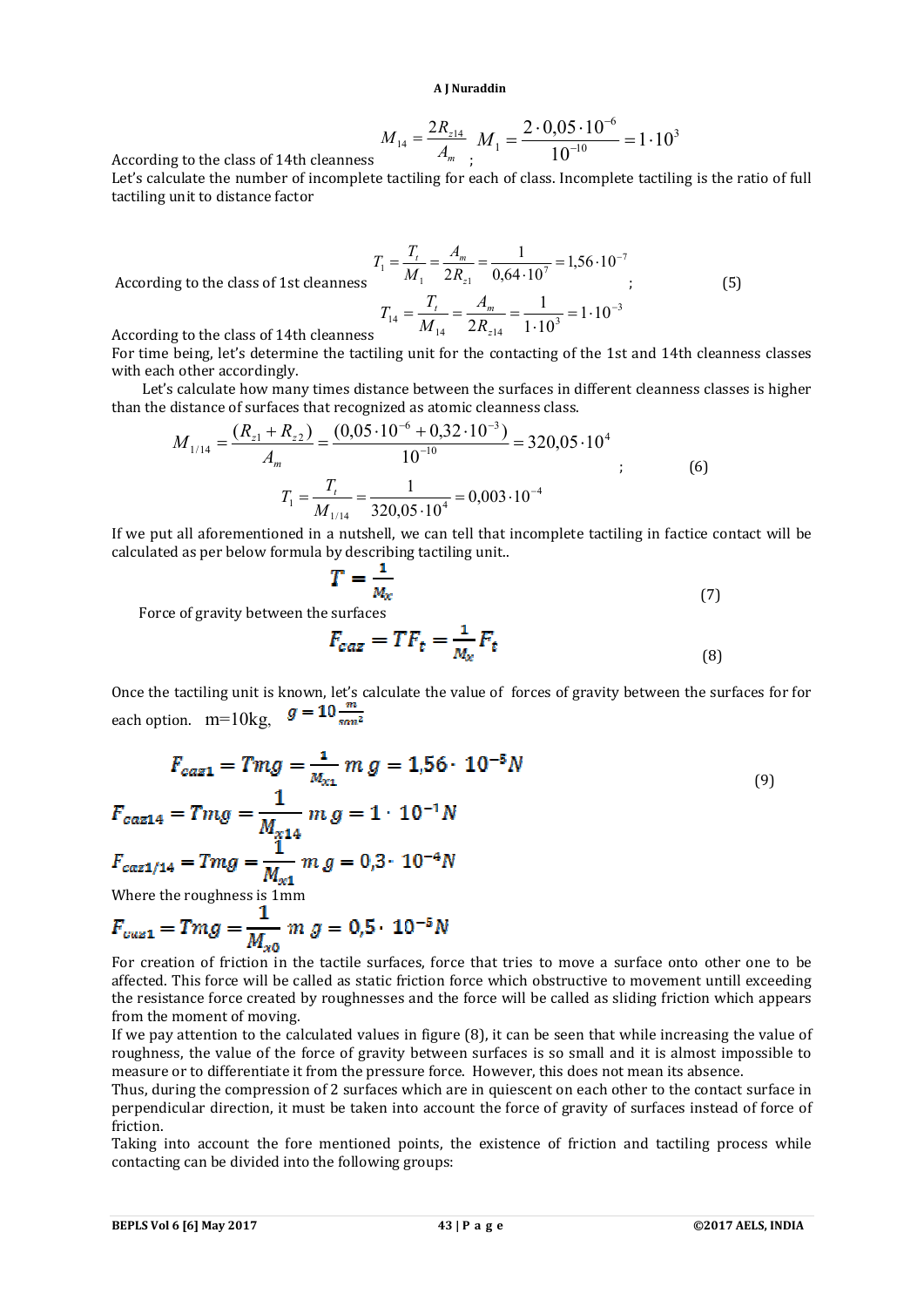According to the class of 14th cleanness $M_{14} = \frac{2R_{z14}}{A_m}$ ; $M_1 = \frac{2 \cdot 0{,}05 \cdot 10^{-6}}{10^{-10}} = 1 \cdot 10^3$

Let's calculate the number of incomplete tactiling for each of class. Incomplete tactiling is the ratio of full tactiling unit to distance factor

According to the class of 1st cleanness $T_1 = \frac{T_t}{M_1} = \frac{A_m}{2R_{z1}} = \frac{1}{0{,}64 \cdot 10^7} = 1{,}56 \cdot 10^{-7}$ ; (5)

According to the class of 14th cleanness $T_{14} = \frac{T_t}{M_{14}} = \frac{A_m}{2R_{z14}} = \frac{1}{1 \cdot 10^3} = 1 \cdot 10^{-3}$

For time being, let's determine the tactiling unit for the contacting of the 1st and 14th cleanness classes with each other accordingly.

Let's calculate how many times distance between the surfaces in different cleanness classes is higher than the distance of surfaces that recognized as atomic cleanness class.

$$M_{1/14} = \frac{(R_{z1} + R_{z2})}{A_m} = \frac{(0{,}05 \cdot 10^{-6} + 0{,}32 \cdot 10^{-3})}{10^{-10}} = 320{,}05 \cdot 10^4 ; \quad (6)$$

$$T_1 = \frac{T_t}{M_{1/14}} = \frac{1}{320{,}05 \cdot 10^4} = 0{,}003 \cdot 10^{-4}$$

If we put all aforementioned in a nutshell, we can tell that incomplete tactiling in factice contact will be calculated as per below formula by describing tactiling unit..

$$T = \frac{1}{M_x} \quad (7)$$

Force of gravity between the surfaces

$$F_{caz} = TF_t = \frac{1}{M_x} F_t \quad (8)$$

Once the tactiling unit is known, let's calculate the value of forces of gravity between the surfaces for for each option. m=10kg, $g = 10 \frac{m}{san^2}$

$$F_{caz1} = Tmg = \frac{1}{M_{x1}} m\, g = 1{,}56 \cdot 10^{-5} N \quad (9)$$

$$F_{caz14} = Tmg = \frac{1}{M_{x14}} m\, g = 1 \cdot 10^{-1} N$$

$$F_{caz1/14} = Tmg = \frac{1}{M_{x1}} m\, g = 0{,}3 \cdot 10^{-4} N$$

Where the roughness is 1mm

$$F_{caz1} = Tmg = \frac{1}{M_{x0}} m\, g = 0{,}5 \cdot 10^{-5} N$$

For creation of friction in the tactile surfaces, force that tries to move a surface onto other one to be affected. This force will be called as static friction force which obstructive to movement untill exceeding the resistance force created by roughnesses and the force will be called as sliding friction which appears from the moment of moving.

If we pay attention to the calculated values in figure (8), it can be seen that while increasing the value of roughness, the value of the force of gravity between surfaces is so small and it is almost impossible to measure or to differentiate it from the pressure force. However, this does not mean its absence.

Thus, during the compression of 2 surfaces which are in quiescent on each other to the contact surface in perpendicular direction, it must be taken into account the force of gravity of surfaces instead of force of friction.

Taking into account the fore mentioned points, the existence of friction and tactiling process while contacting can be divided into the following groups: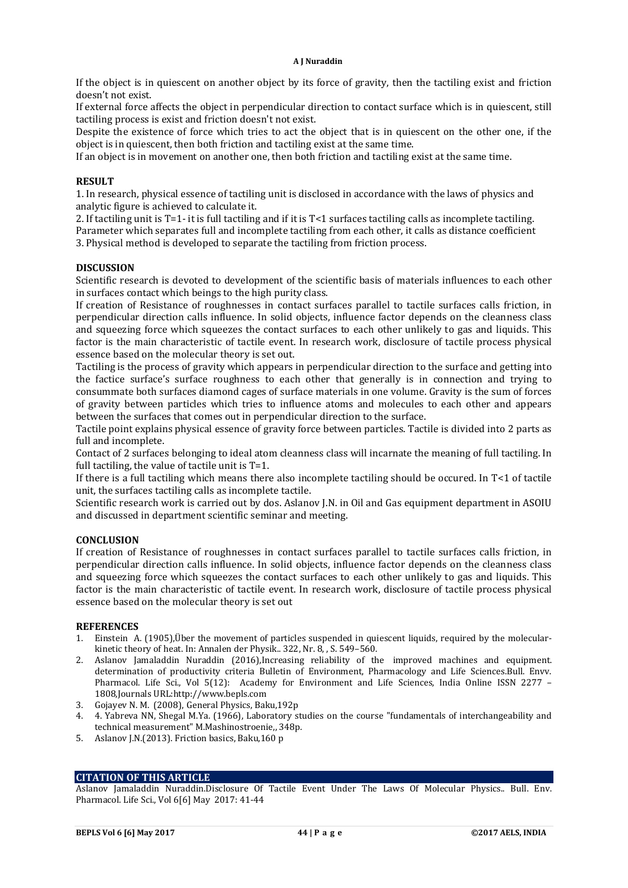If the object is in quiescent on another object by its force of gravity, then the tactiling exist and friction doesn't not exist.

If external force affects the object in perpendicular direction to contact surface which is in quiescent, still tactiling process is exist and friction doesn't not exist.

Despite the existence of force which tries to act the object that is in quiescent on the other one, if the object is in quiescent, then both friction and tactiling exist at the same time.

If an object is in movement on another one, then both friction and tactiling exist at the same time.

## RESULT

1. In research, physical essence of tactiling unit is disclosed in accordance with the laws of physics and analytic figure is achieved to calculate it.
2. If tactiling unit is T=1- it is full tactiling and if it is T<1 surfaces tactiling calls as incomplete tactiling. Parameter which separates full and incomplete tactiling from each other, it calls as distance coefficient
3. Physical method is developed to separate the tactiling from friction process.

## DISCUSSION

Scientific research is devoted to development of the scientific basis of materials influences to each other in surfaces contact which beings to the high purity class.

If creation of Resistance of roughnesses in contact surfaces parallel to tactile surfaces calls friction, in perpendicular direction calls influence. In solid objects, influence factor depends on the cleanness class and squeezing force which squeezes the contact surfaces to each other unlikely to gas and liquids. This factor is the main characteristic of tactile event. In research work, disclosure of tactile process physical essence based on the molecular theory is set out.

Tactiling is the process of gravity which appears in perpendicular direction to the surface and getting into the factice surface's surface roughness to each other that generally is in connection and trying to consummate both surfaces diamond cages of surface materials in one volume. Gravity is the sum of forces of gravity between particles which tries to influence atoms and molecules to each other and appears between the surfaces that comes out in perpendicular direction to the surface.

Tactile point explains physical essence of gravity force between particles. Tactile is divided into 2 parts as full and incomplete.

Contact of 2 surfaces belonging to ideal atom cleanness class will incarnate the meaning of full tactiling. In full tactiling, the value of tactile unit is T=1.

If there is a full tactiling which means there also incomplete tactiling should be occured. In T<1 of tactile unit, the surfaces tactiling calls as incomplete tactile.

Scientific research work is carried out by dos. Aslanov J.N. in Oil and Gas equipment department in ASOIU and discussed in department scientific seminar and meeting.

## CONCLUSION

If creation of Resistance of roughnesses in contact surfaces parallel to tactile surfaces calls friction, in perpendicular direction calls influence. In solid objects, influence factor depends on the cleanness class and squeezing force which squeezes the contact surfaces to each other unlikely to gas and liquids. This factor is the main characteristic of tactile event. In research work, disclosure of tactile process physical essence based on the molecular theory is set out

## REFERENCES

1. Einstein A. (1905),Über the movement of particles suspended in quiescent liquids, required by the molecular-kinetic theory of heat. In: Annalen der Physik.. 322, Nr. 8, , S. 549–560.
2. Aslanov Jamaladdin Nuraddin (2016),Increasing reliability of the improved machines and equipment. determination of productivity criteria Bulletin of Environment, Pharmacology and Life Sciences.Bull. Envv. Pharmacol. Life Sci., Vol 5(12): Academy for Environment and Life Sciences, India Online ISSN 2277 – 1808,Journals URL:http://www.bepls.com
3. Gojayev N. M. (2008), General Physics, Baku,192p
4. 4. Yabreva NN, Shegal M.Ya. (1966), Laboratory studies on the course "fundamentals of interchangeability and technical measurement" M.Mashinostroenie,, 348p.
5. Aslanov J.N.(2013). Friction basics, Baku,160 p

**CITATION OF THIS ARTICLE**

Aslanov Jamaladdin Nuraddin.Disclosure Of Tactile Event Under The Laws Of Molecular Physics.. Bull. Env. Pharmacol. Life Sci., Vol 6[6] May 2017: 41-44